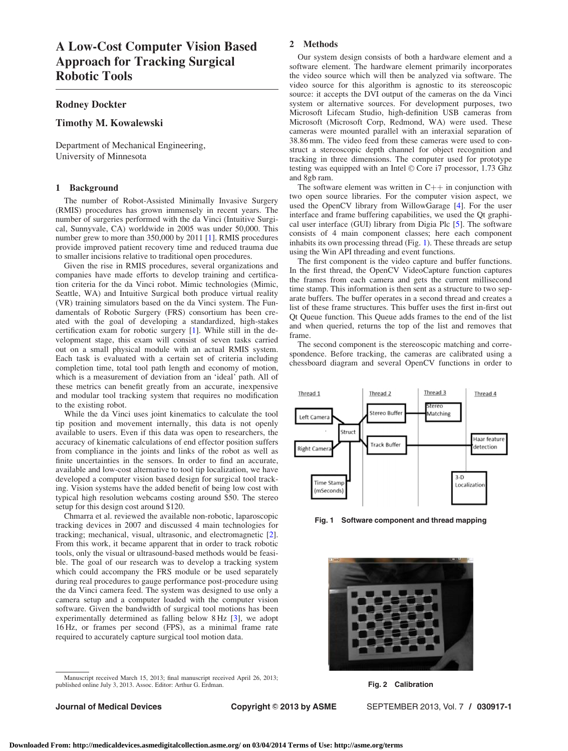# A Low-Cost Computer Vision Based Approach for Tracking Surgical Robotic Tools

**Rodney Dockter**

**Timothy M. Kowalewski**

Department of Mechanical Engineering,
University of Minnesota

## 1 Background

The number of Robot-Assisted Minimally Invasive Surgery (RMIS) procedures has grown immensely in recent years. The number of surgeries performed with the da Vinci (Intuitive Surgical, Sunnyvale, CA) worldwide in 2005 was under 50,000. This number grew to more than 350,000 by 2011 [1]. RMIS procedures provide improved patient recovery time and reduced trauma due to smaller incisions relative to traditional open procedures.

Given the rise in RMIS procedures, several organizations and companies have made efforts to develop training and certification criteria for the da Vinci robot. Mimic technologies (Mimic, Seattle, WA) and Intuitive Surgical both produce virtual reality (VR) training simulators based on the da Vinci system. The Fundamentals of Robotic Surgery (FRS) consortium has been created with the goal of developing a standardized, high-stakes certification exam for robotic surgery [1]. While still in the development stage, this exam will consist of seven tasks carried out on a small physical module with an actual RMIS system. Each task is evaluated with a certain set of criteria including completion time, total tool path length and economy of motion, which is a measurement of deviation from an 'ideal' path. All of these metrics can benefit greatly from an accurate, inexpensive and modular tool tracking system that requires no modification to the existing robot.

While the da Vinci uses joint kinematics to calculate the tool tip position and movement internally, this data is not openly available to users. Even if this data was open to researchers, the accuracy of kinematic calculations of end effector position suffers from compliance in the joints and links of the robot as well as finite uncertainties in the sensors. In order to find an accurate, available and low-cost alternative to tool tip localization, we have developed a computer vision based design for surgical tool tracking. Vision systems have the added benefit of being low cost with typical high resolution webcams costing around \$50. The stereo setup for this design cost around \$120.

Chmarra et al. reviewed the available non-robotic, laparoscopic tracking devices in 2007 and discussed 4 main technologies for tracking; mechanical, visual, ultrasonic, and electromagnetic [2]. From this work, it became apparent that in order to track robotic tools, only the visual or ultrasound-based methods would be feasible. The goal of our research was to develop a tracking system which could accompany the FRS module or be used separately during real procedures to gauge performance post-procedure using the da Vinci camera feed. The system was designed to use only a camera setup and a computer loaded with the computer vision software. Given the bandwidth of surgical tool motions has been experimentally determined as falling below 8 Hz [3], we adopt 16 Hz, or frames per second (FPS), as a minimal frame rate required to accurately capture surgical tool motion data.

## 2 Methods

Our system design consists of both a hardware element and a software element. The hardware element primarily incorporates the video source which will then be analyzed via software. The video source for this algorithm is agnostic to its stereoscopic source: it accepts the DVI output of the cameras on the da Vinci system or alternative sources. For development purposes, two Microsoft Lifecam Studio, high-definition USB cameras from Microsoft (Microsoft Corp, Redmond, WA) were used. These cameras were mounted parallel with an interaxial separation of 38.86 mm. The video feed from these cameras were used to construct a stereoscopic depth channel for object recognition and tracking in three dimensions. The computer used for prototype testing was equipped with an Intel © Core i7 processor, 1.73 Ghz and 8gb ram.

The software element was written in C++ in conjunction with two open source libraries. For the computer vision aspect, we used the OpenCV library from WillowGarage [4]. For the user interface and frame buffering capabilities, we used the Qt graphical user interface (GUI) library from Digia Plc [5]. The software consists of 4 main component classes; here each component inhabits its own processing thread (Fig. 1). These threads are setup using the Win API threading and event functions.

The first component is the video capture and buffer functions. In the first thread, the OpenCV VideoCapture function captures the frames from each camera and gets the current millisecond time stamp. This information is then sent as a structure to two separate buffers. The buffer operates in a second thread and creates a list of these frame structures. This buffer uses the first in-first out Qt Queue function. This Queue adds frames to the end of the list and when queried, returns the top of the list and removes that frame.

The second component is the stereoscopic matching and correspondence. Before tracking, the cameras are calibrated using a chessboard diagram and several OpenCV functions in order to

Fig. 1 Software component and thread mapping

Fig. 2 Calibration

Manuscript received March 15, 2013; final manuscript received April 26, 2013; published online July 3, 2013. Assoc. Editor: Arthur G. Erdman.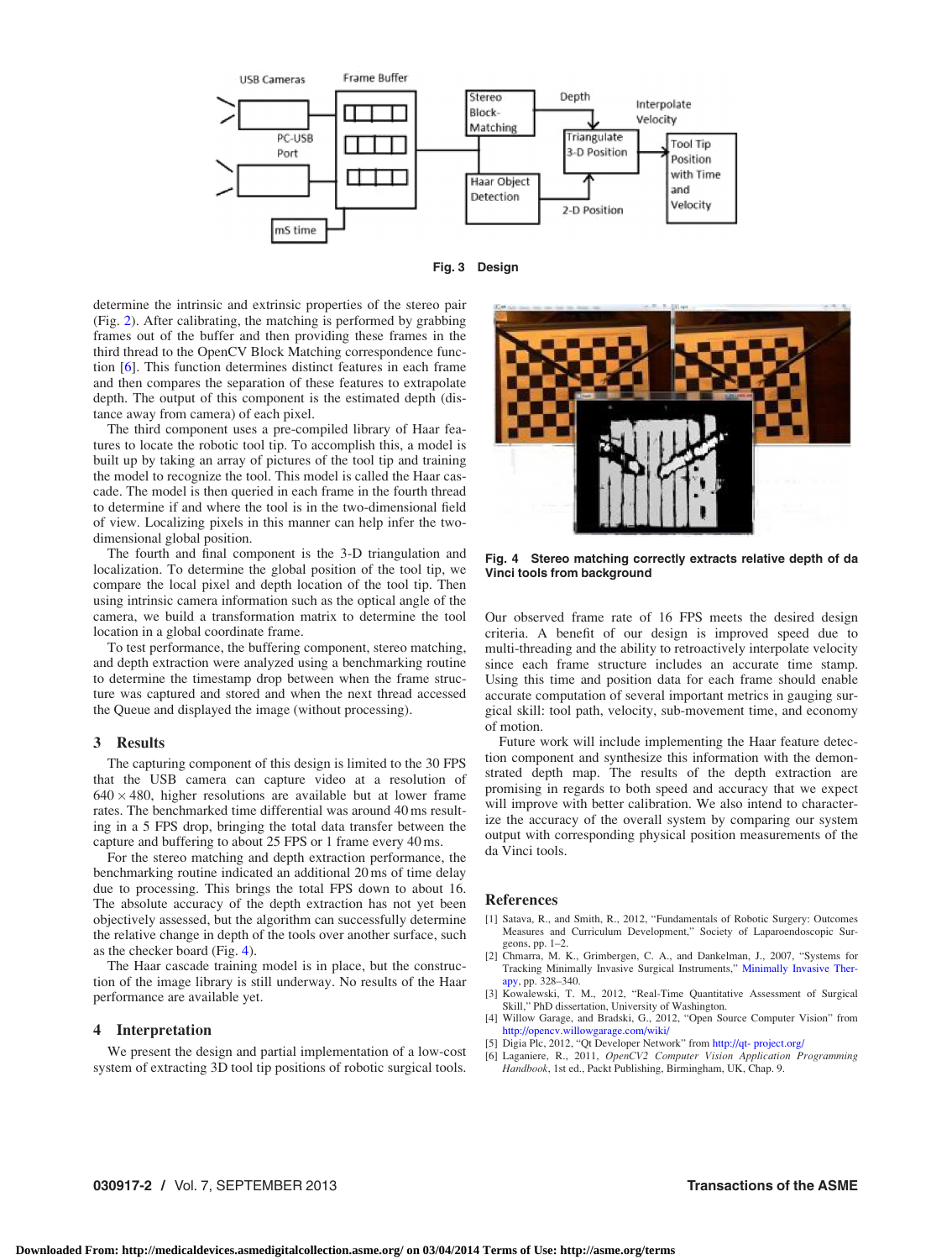USB Cameras

Frame Buffer

PC-USB Port

mS time

Stereo Block-Matching

Depth

Haar Object Detection

Triangulate 3-D Position

2-D Position

Interpolate Velocity

Tool Tip Position with Time and Velocity

**Fig. 3 Design**

determine the intrinsic and extrinsic properties of the stereo pair (Fig. 2). After calibrating, the matching is performed by grabbing frames out of the buffer and then providing these frames in the third thread to the OpenCV Block Matching correspondence function [6]. This function determines distinct features in each frame and then compares the separation of these features to extrapolate depth. The output of this component is the estimated depth (distance away from camera) of each pixel.

The third component uses a pre-compiled library of Haar features to locate the robotic tool tip. To accomplish this, a model is built up by taking an array of pictures of the tool tip and training the model to recognize the tool. This model is called the Haar cascade. The model is then queried in each frame in the fourth thread to determine if and where the tool is in the two-dimensional field of view. Localizing pixels in this manner can help infer the two-dimensional global position.

The fourth and final component is the 3-D triangulation and localization. To determine the global position of the tool tip, we compare the local pixel and depth location of the tool tip. Then using intrinsic camera information such as the optical angle of the camera, we build a transformation matrix to determine the tool location in a global coordinate frame.

To test performance, the buffering component, stereo matching, and depth extraction were analyzed using a benchmarking routine to determine the timestamp drop between when the frame structure was captured and stored and when the next thread accessed the Queue and displayed the image (without processing).

## 3 Results

The capturing component of this design is limited to the 30 FPS that the USB camera can capture video at a resolution of $640 \times 480$, higher resolutions are available but at lower frame rates. The benchmarked time differential was around 40 ms resulting in a 5 FPS drop, bringing the total data transfer between the capture and buffering to about 25 FPS or 1 frame every 40 ms.

For the stereo matching and depth extraction performance, the benchmarking routine indicated an additional 20 ms of time delay due to processing. This brings the total FPS down to about 16. The absolute accuracy of the depth extraction has not yet been objectively assessed, but the algorithm can successfully determine the relative change in depth of the tools over another surface, such as the checker board (Fig. 4).

The Haar cascade training model is in place, but the construction of the image library is still underway. No results of the Haar performance are available yet.

## 4 Interpretation

We present the design and partial implementation of a low-cost system of extracting 3D tool tip positions of robotic surgical tools.

**Fig. 4 Stereo matching correctly extracts relative depth of da Vinci tools from background**

Our observed frame rate of 16 FPS meets the desired design criteria. A benefit of our design is improved speed due to multi-threading and the ability to retroactively interpolate velocity since each frame structure includes an accurate time stamp. Using this time and position data for each frame should enable accurate computation of several important metrics in gauging surgical skill: tool path, velocity, sub-movement time, and economy of motion.

Future work will include implementing the Haar feature detection component and synthesize this information with the demonstrated depth map. The results of the depth extraction are promising in regards to both speed and accuracy that we expect will improve with better calibration. We also intend to characterize the accuracy of the overall system by comparing our system output with corresponding physical position measurements of the da Vinci tools.

## References

[1] Satava, R., and Smith, R., 2012, "Fundamentals of Robotic Surgery: Outcomes Measures and Curriculum Development," Society of Laparoendoscopic Surgeons, pp. 1–2.

[2] Chmarra, M. K., Grimbergen, C. A., and Dankelman, J., 2007, "Systems for Tracking Minimally Invasive Surgical Instruments," Minimally Invasive Therapy, pp. 328–340.

[3] Kowalewski, T. M., 2012, "Real-Time Quantitative Assessment of Surgical Skill," PhD dissertation, University of Washington.

[4] Willow Garage, and Bradski, G., 2012, "Open Source Computer Vision" from http://opencv.willowgarage.com/wiki/

[5] Digia Plc, 2012, "Qt Developer Network" from http://qt- project.org/

[6] Laganiere, R., 2011, *OpenCV2 Computer Vision Application Programming Handbook*, 1st ed., Packt Publishing, Birmingham, UK, Chap. 9.